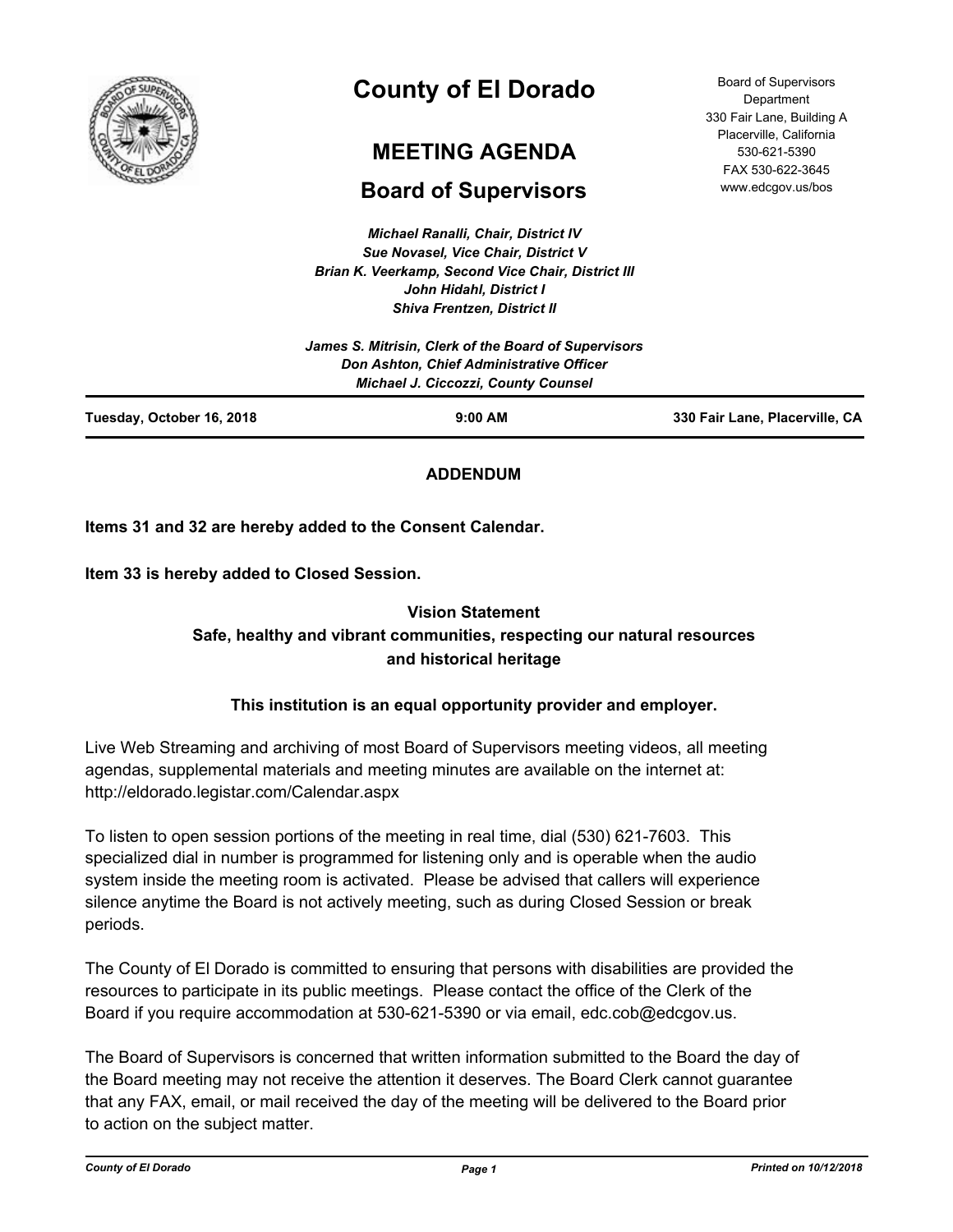# County of El Dorado

## MEETING AGENDA

## Board of Supervisors

Board of Supervisors Department
330 Fair Lane, Building A
Placerville, California
530-621-5390
FAX 530-622-3645
www.edcgov.us/bos

*Michael Ranalli, Chair, District IV*
*Sue Novasel, Vice Chair, District V*
*Brian K. Veerkamp, Second Vice Chair, District III*
*John Hidahl, District I*
*Shiva Frentzen, District II*

*James S. Mitrisin, Clerk of the Board of Supervisors*
*Don Ashton, Chief Administrative Officer*
*Michael J. Ciccozzi, County Counsel*

**Tuesday, October 16, 2018** | **9:00 AM** | **330 Fair Lane, Placerville, CA**

**ADDENDUM**

**Items 31 and 32 are hereby added to the Consent Calendar.**

**Item 33 is hereby added to Closed Session.**

**Vision Statement**
**Safe, healthy and vibrant communities, respecting our natural resources and historical heritage**

**This institution is an equal opportunity provider and employer.**

Live Web Streaming and archiving of most Board of Supervisors meeting videos, all meeting agendas, supplemental materials and meeting minutes are available on the internet at: http://eldorado.legistar.com/Calendar.aspx

To listen to open session portions of the meeting in real time, dial (530) 621-7603. This specialized dial in number is programmed for listening only and is operable when the audio system inside the meeting room is activated. Please be advised that callers will experience silence anytime the Board is not actively meeting, such as during Closed Session or break periods.

The County of El Dorado is committed to ensuring that persons with disabilities are provided the resources to participate in its public meetings. Please contact the office of the Clerk of the Board if you require accommodation at 530-621-5390 or via email, edc.cob@edcgov.us.

The Board of Supervisors is concerned that written information submitted to the Board the day of the Board meeting may not receive the attention it deserves. The Board Clerk cannot guarantee that any FAX, email, or mail received the day of the meeting will be delivered to the Board prior to action on the subject matter.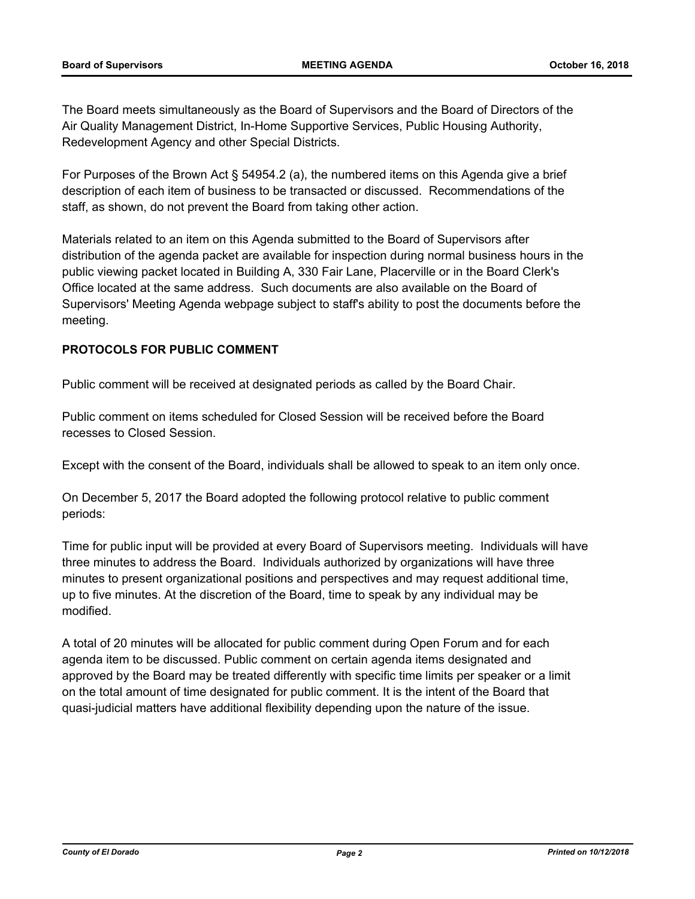The Board meets simultaneously as the Board of Supervisors and the Board of Directors of the Air Quality Management District, In-Home Supportive Services, Public Housing Authority, Redevelopment Agency and other Special Districts.

For Purposes of the Brown Act § 54954.2 (a), the numbered items on this Agenda give a brief description of each item of business to be transacted or discussed. Recommendations of the staff, as shown, do not prevent the Board from taking other action.

Materials related to an item on this Agenda submitted to the Board of Supervisors after distribution of the agenda packet are available for inspection during normal business hours in the public viewing packet located in Building A, 330 Fair Lane, Placerville or in the Board Clerk's Office located at the same address. Such documents are also available on the Board of Supervisors' Meeting Agenda webpage subject to staff's ability to post the documents before the meeting.

**PROTOCOLS FOR PUBLIC COMMENT**

Public comment will be received at designated periods as called by the Board Chair.

Public comment on items scheduled for Closed Session will be received before the Board recesses to Closed Session.

Except with the consent of the Board, individuals shall be allowed to speak to an item only once.

On December 5, 2017 the Board adopted the following protocol relative to public comment periods:

Time for public input will be provided at every Board of Supervisors meeting. Individuals will have three minutes to address the Board. Individuals authorized by organizations will have three minutes to present organizational positions and perspectives and may request additional time, up to five minutes. At the discretion of the Board, time to speak by any individual may be modified.

A total of 20 minutes will be allocated for public comment during Open Forum and for each agenda item to be discussed. Public comment on certain agenda items designated and approved by the Board may be treated differently with specific time limits per speaker or a limit on the total amount of time designated for public comment. It is the intent of the Board that quasi-judicial matters have additional flexibility depending upon the nature of the issue.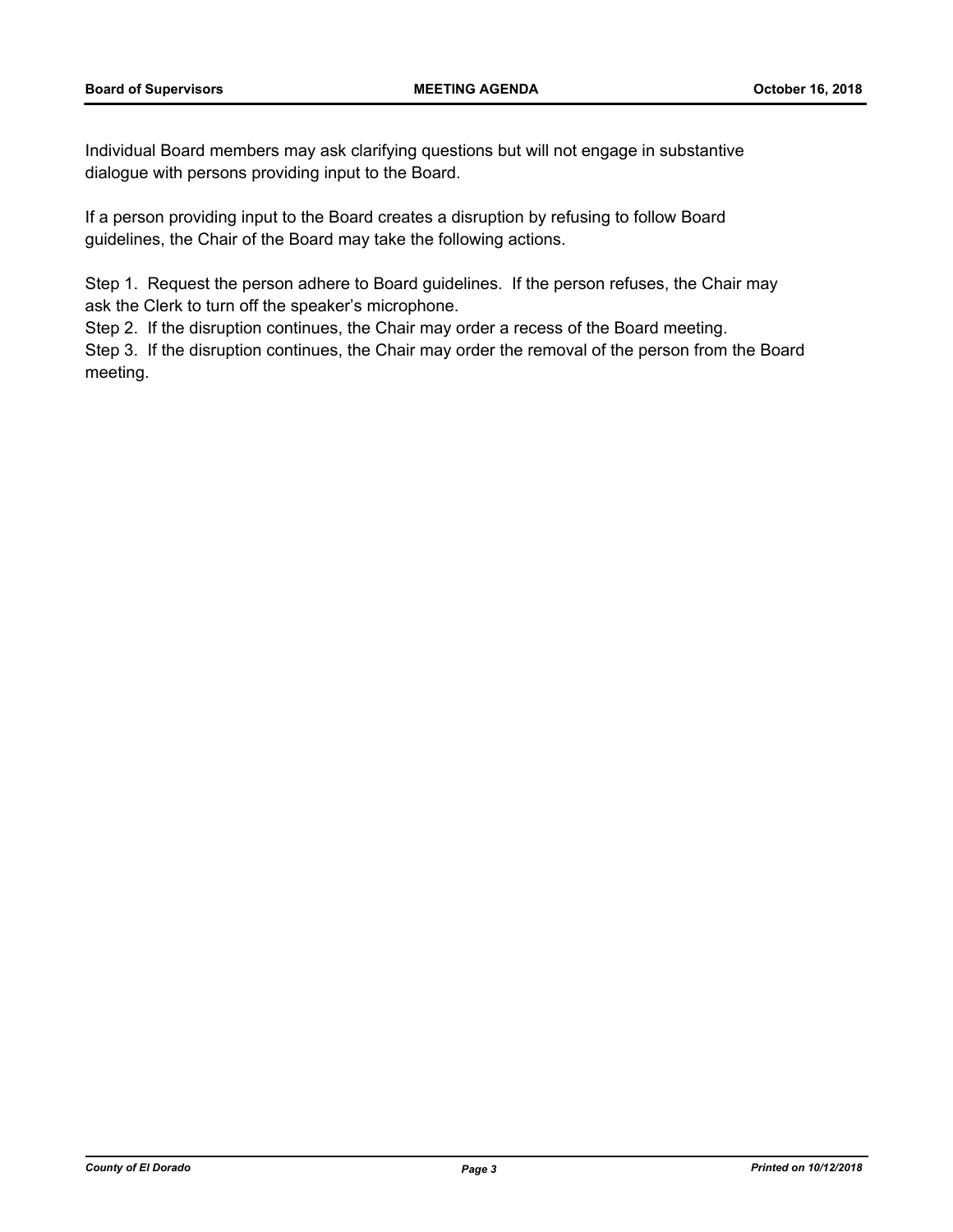Individual Board members may ask clarifying questions but will not engage in substantive dialogue with persons providing input to the Board.

If a person providing input to the Board creates a disruption by refusing to follow Board guidelines, the Chair of the Board may take the following actions.

Step 1. Request the person adhere to Board guidelines. If the person refuses, the Chair may ask the Clerk to turn off the speaker's microphone.
Step 2. If the disruption continues, the Chair may order a recess of the Board meeting.
Step 3. If the disruption continues, the Chair may order the removal of the person from the Board meeting.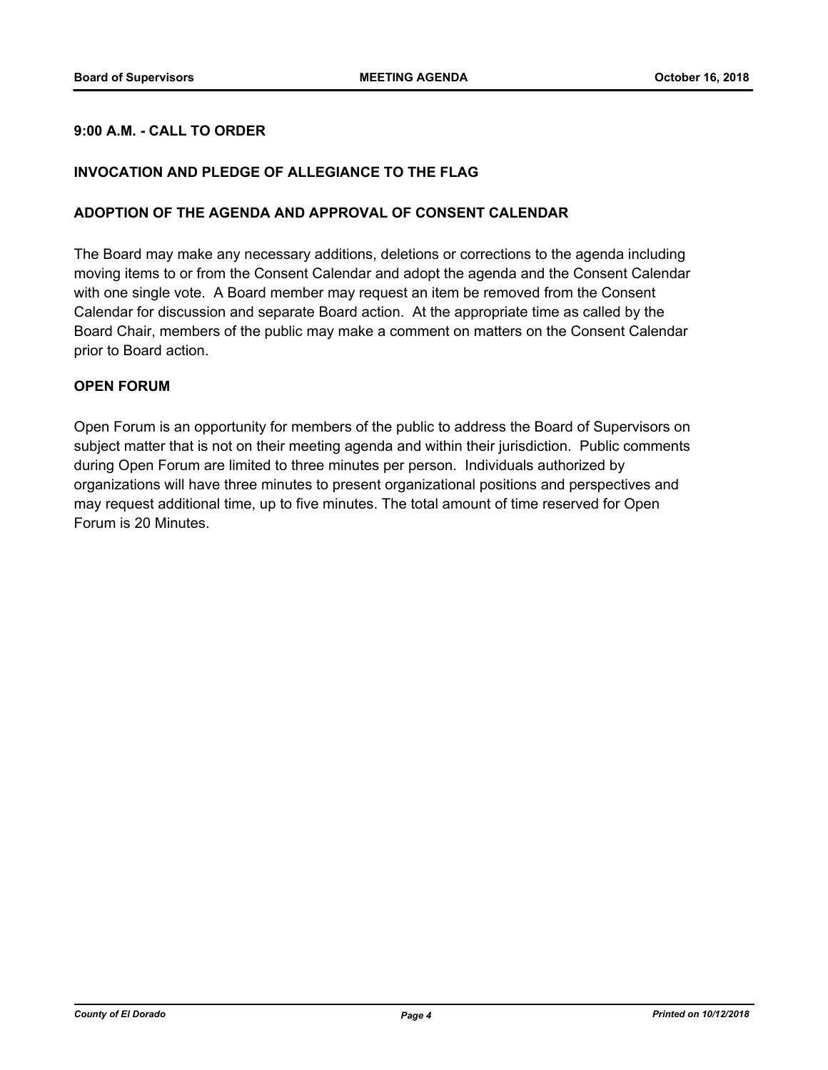**9:00 A.M. - CALL TO ORDER**

**INVOCATION AND PLEDGE OF ALLEGIANCE TO THE FLAG**

**ADOPTION OF THE AGENDA AND APPROVAL OF CONSENT CALENDAR**

The Board may make any necessary additions, deletions or corrections to the agenda including moving items to or from the Consent Calendar and adopt the agenda and the Consent Calendar with one single vote. A Board member may request an item be removed from the Consent Calendar for discussion and separate Board action. At the appropriate time as called by the Board Chair, members of the public may make a comment on matters on the Consent Calendar prior to Board action.

**OPEN FORUM**

Open Forum is an opportunity for members of the public to address the Board of Supervisors on subject matter that is not on their meeting agenda and within their jurisdiction. Public comments during Open Forum are limited to three minutes per person. Individuals authorized by organizations will have three minutes to present organizational positions and perspectives and may request additional time, up to five minutes. The total amount of time reserved for Open Forum is 20 Minutes.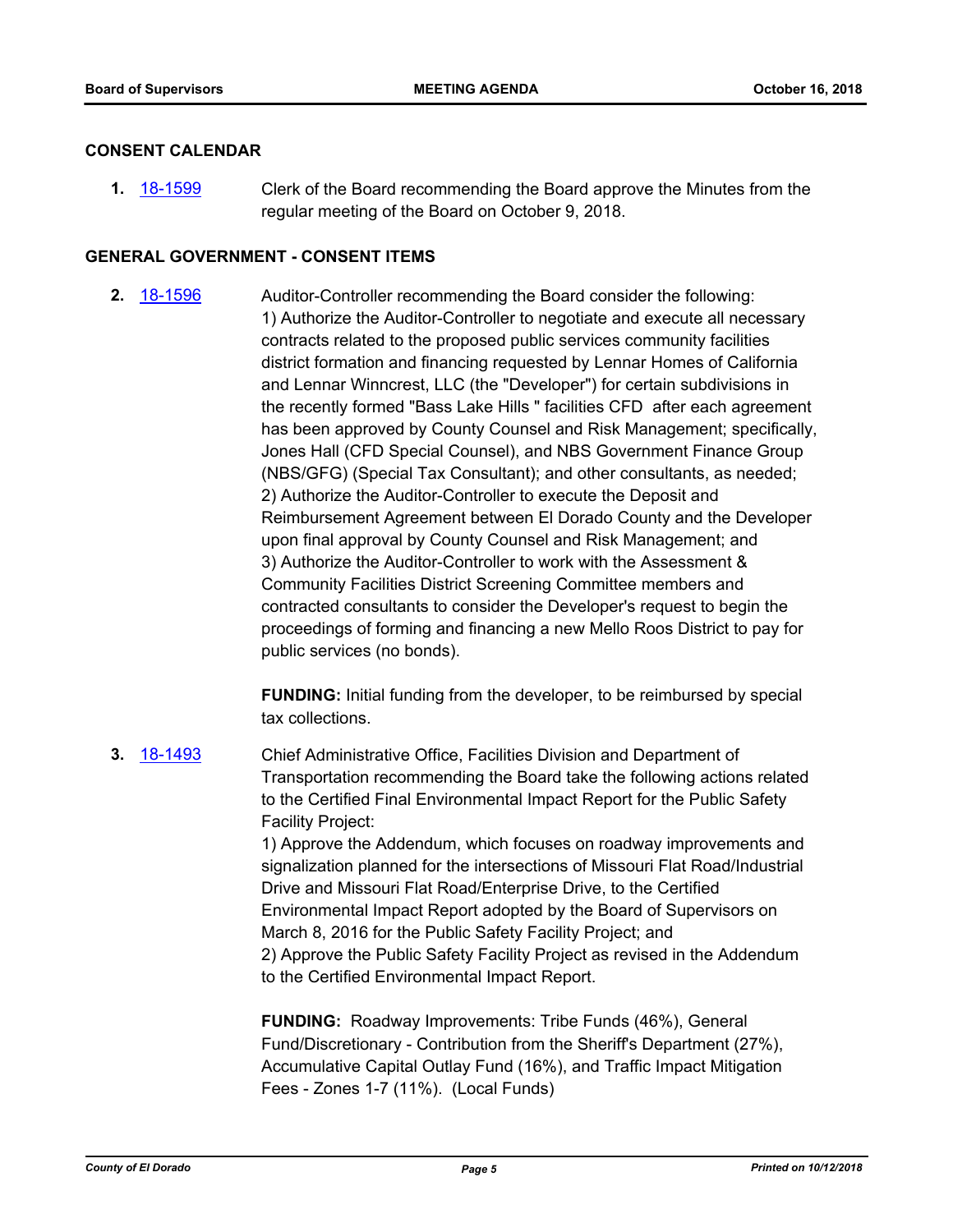## CONSENT CALENDAR

**1.** [18-1599](18-1599) Clerk of the Board recommending the Board approve the Minutes from the regular meeting of the Board on October 9, 2018.

## GENERAL GOVERNMENT - CONSENT ITEMS

**2.** [18-1596](18-1596) Auditor-Controller recommending the Board consider the following:
1) Authorize the Auditor-Controller to negotiate and execute all necessary contracts related to the proposed public services community facilities district formation and financing requested by Lennar Homes of California and Lennar Winncrest, LLC (the "Developer") for certain subdivisions in the recently formed "Bass Lake Hills " facilities CFD after each agreement has been approved by County Counsel and Risk Management; specifically, Jones Hall (CFD Special Counsel), and NBS Government Finance Group (NBS/GFG) (Special Tax Consultant); and other consultants, as needed;
2) Authorize the Auditor-Controller to execute the Deposit and Reimbursement Agreement between El Dorado County and the Developer upon final approval by County Counsel and Risk Management; and
3) Authorize the Auditor-Controller to work with the Assessment & Community Facilities District Screening Committee members and contracted consultants to consider the Developer's request to begin the proceedings of forming and financing a new Mello Roos District to pay for public services (no bonds).

**FUNDING:** Initial funding from the developer, to be reimbursed by special tax collections.

**3.** [18-1493](18-1493) Chief Administrative Office, Facilities Division and Department of Transportation recommending the Board take the following actions related to the Certified Final Environmental Impact Report for the Public Safety Facility Project:
1) Approve the Addendum, which focuses on roadway improvements and signalization planned for the intersections of Missouri Flat Road/Industrial Drive and Missouri Flat Road/Enterprise Drive, to the Certified Environmental Impact Report adopted by the Board of Supervisors on March 8, 2016 for the Public Safety Facility Project; and
2) Approve the Public Safety Facility Project as revised in the Addendum to the Certified Environmental Impact Report.

**FUNDING:** Roadway Improvements: Tribe Funds (46%), General Fund/Discretionary - Contribution from the Sheriff's Department (27%), Accumulative Capital Outlay Fund (16%), and Traffic Impact Mitigation Fees - Zones 1-7 (11%). (Local Funds)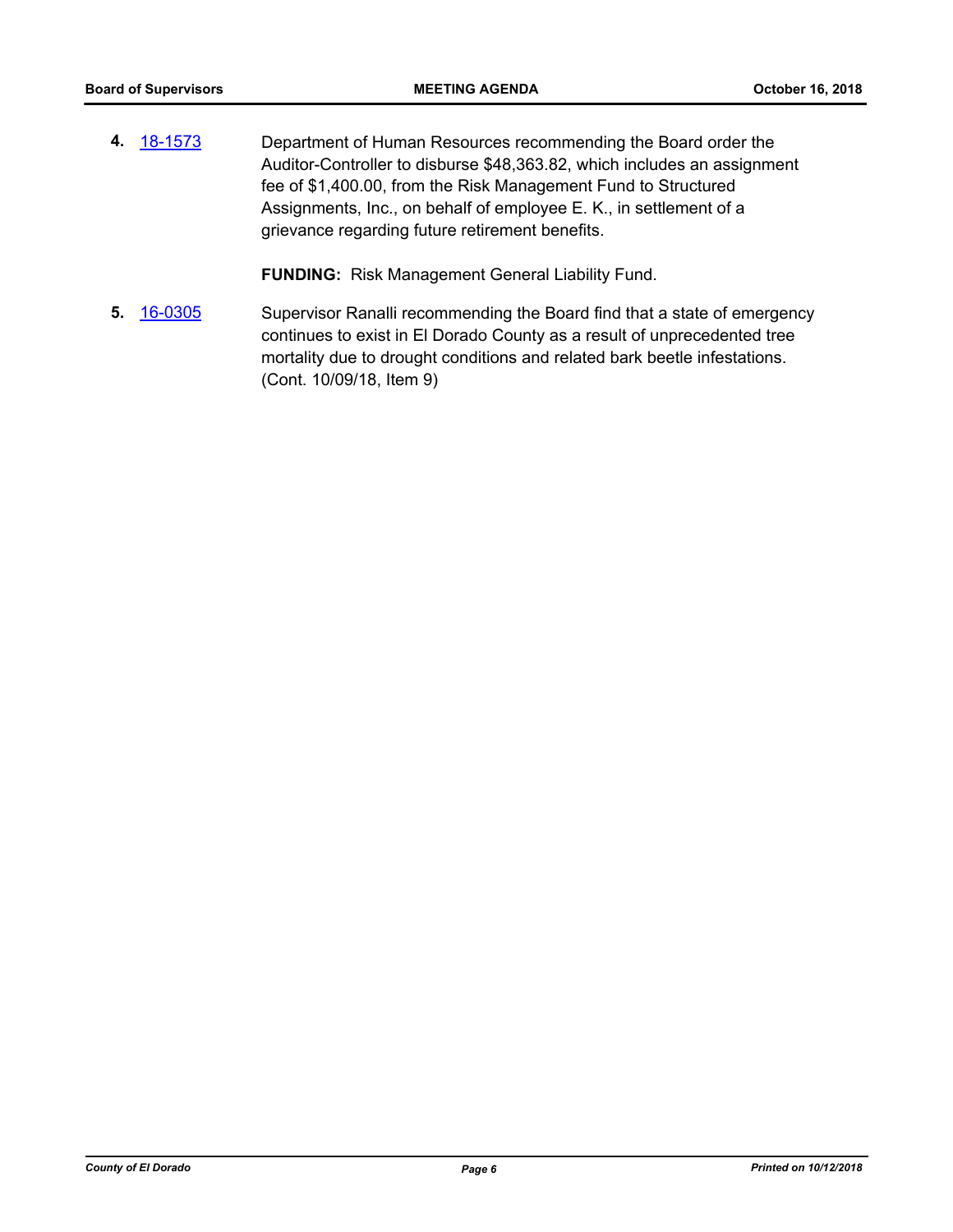**4.** 18-1573 Department of Human Resources recommending the Board order the Auditor-Controller to disburse $48,363.82, which includes an assignment fee of $1,400.00, from the Risk Management Fund to Structured Assignments, Inc., on behalf of employee E. K., in settlement of a grievance regarding future retirement benefits.

**FUNDING:** Risk Management General Liability Fund.

**5.** 16-0305 Supervisor Ranalli recommending the Board find that a state of emergency continues to exist in El Dorado County as a result of unprecedented tree mortality due to drought conditions and related bark beetle infestations. (Cont. 10/09/18, Item 9)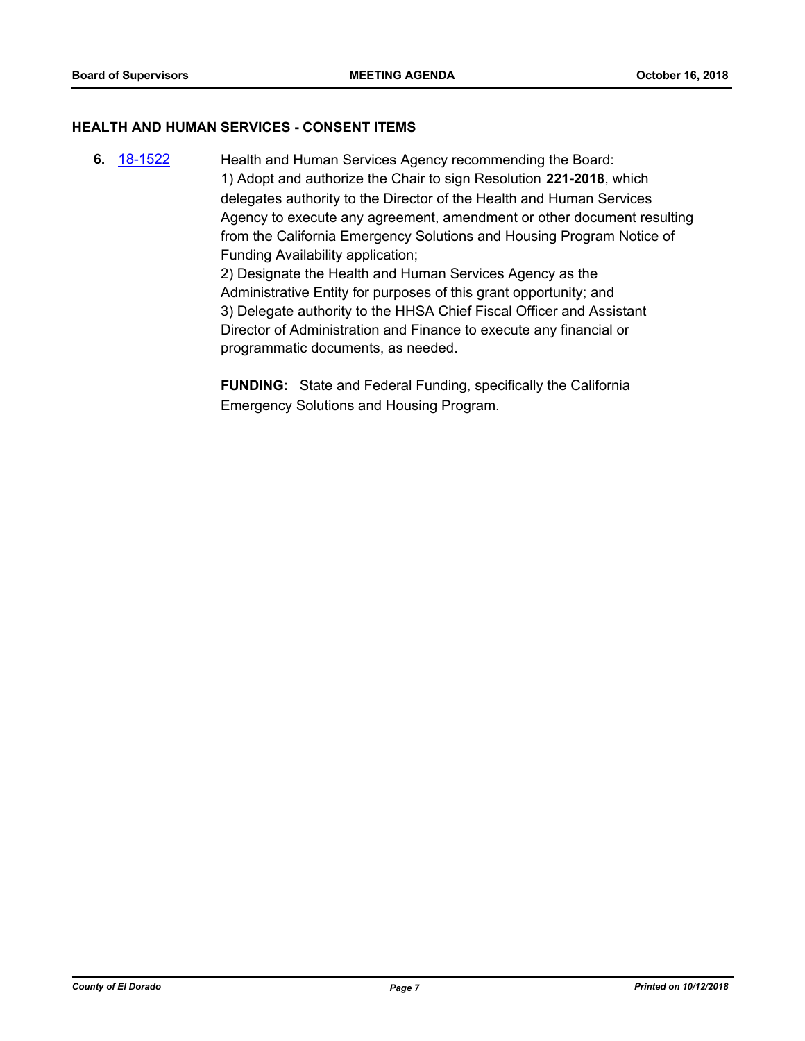## HEALTH AND HUMAN SERVICES - CONSENT ITEMS

**6.** [18-1522](18-1522) Health and Human Services Agency recommending the Board:

1) Adopt and authorize the Chair to sign Resolution **221-2018**, which delegates authority to the Director of the Health and Human Services Agency to execute any agreement, amendment or other document resulting from the California Emergency Solutions and Housing Program Notice of Funding Availability application;

2) Designate the Health and Human Services Agency as the Administrative Entity for purposes of this grant opportunity; and

3) Delegate authority to the HHSA Chief Fiscal Officer and Assistant Director of Administration and Finance to execute any financial or programmatic documents, as needed.

**FUNDING:** State and Federal Funding, specifically the California Emergency Solutions and Housing Program.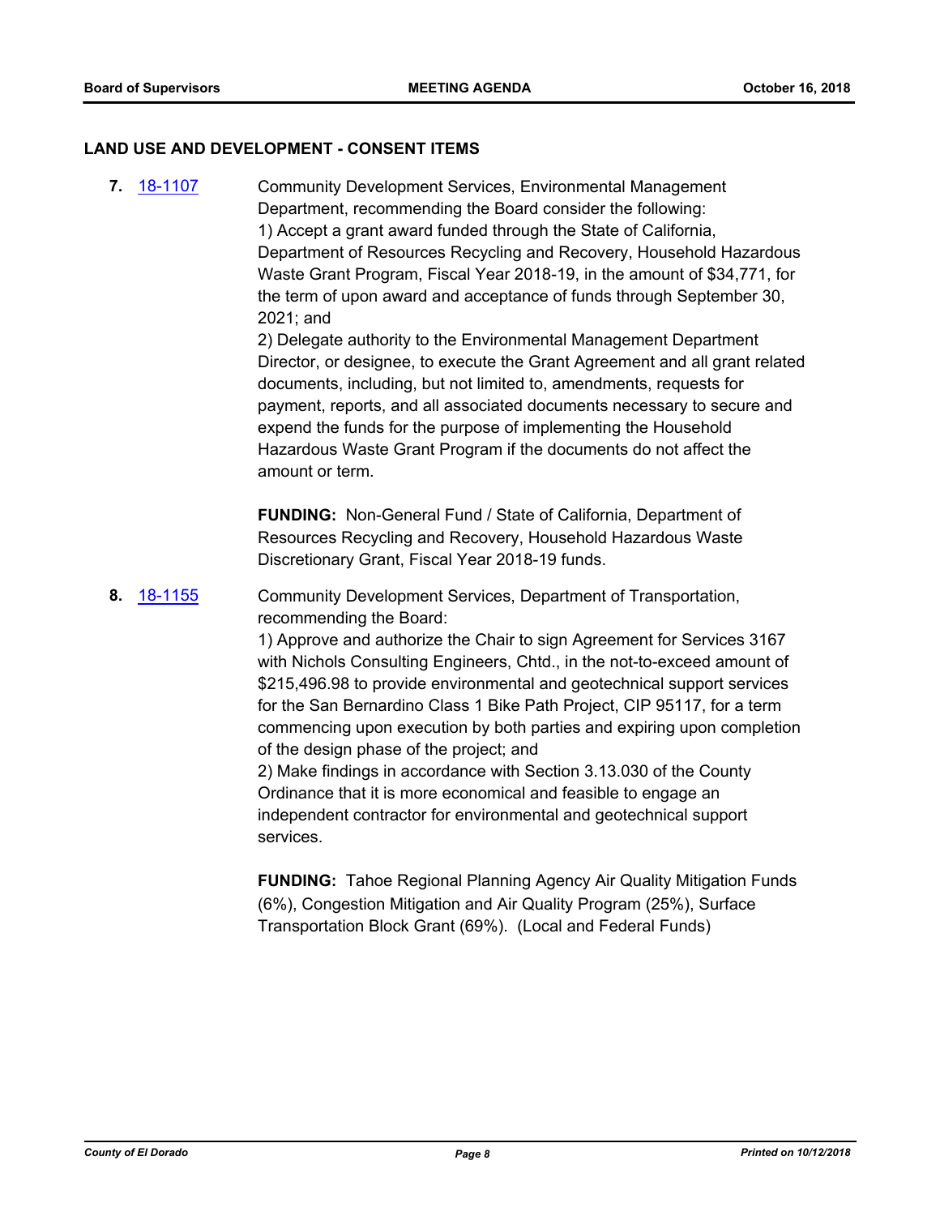## LAND USE AND DEVELOPMENT - CONSENT ITEMS

**7.** 18-1107

Community Development Services, Environmental Management Department, recommending the Board consider the following:
1) Accept a grant award funded through the State of California, Department of Resources Recycling and Recovery, Household Hazardous Waste Grant Program, Fiscal Year 2018-19, in the amount of $34,771, for the term of upon award and acceptance of funds through September 30, 2021; and
2) Delegate authority to the Environmental Management Department Director, or designee, to execute the Grant Agreement and all grant related documents, including, but not limited to, amendments, requests for payment, reports, and all associated documents necessary to secure and expend the funds for the purpose of implementing the Household Hazardous Waste Grant Program if the documents do not affect the amount or term.

**FUNDING:** Non-General Fund / State of California, Department of Resources Recycling and Recovery, Household Hazardous Waste Discretionary Grant, Fiscal Year 2018-19 funds.

**8.** 18-1155

Community Development Services, Department of Transportation, recommending the Board:
1) Approve and authorize the Chair to sign Agreement for Services 3167 with Nichols Consulting Engineers, Chtd., in the not-to-exceed amount of $215,496.98 to provide environmental and geotechnical support services for the San Bernardino Class 1 Bike Path Project, CIP 95117, for a term commencing upon execution by both parties and expiring upon completion of the design phase of the project; and
2) Make findings in accordance with Section 3.13.030 of the County Ordinance that it is more economical and feasible to engage an independent contractor for environmental and geotechnical support services.

**FUNDING:** Tahoe Regional Planning Agency Air Quality Mitigation Funds (6%), Congestion Mitigation and Air Quality Program (25%), Surface Transportation Block Grant (69%). (Local and Federal Funds)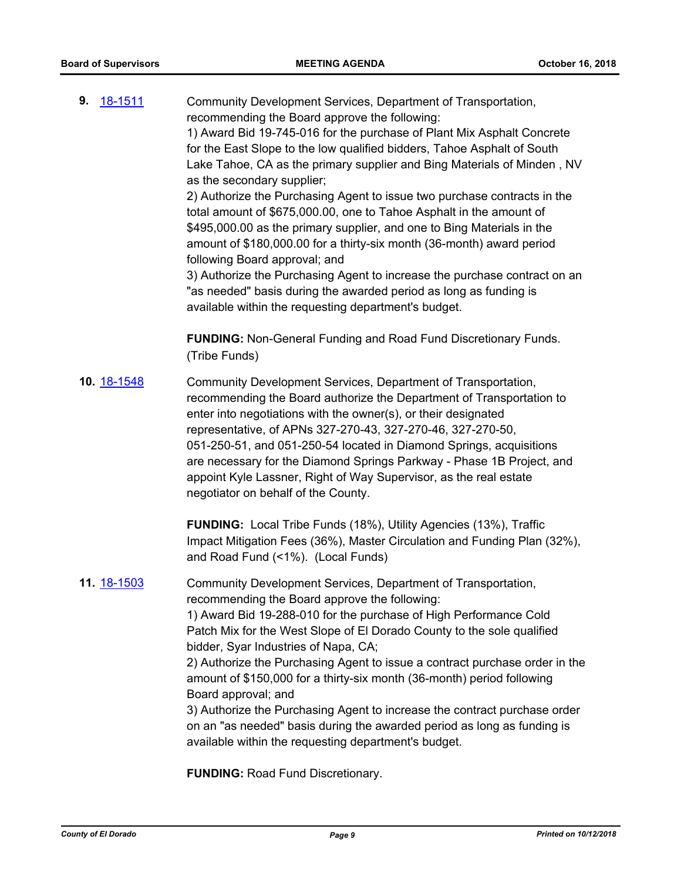**9.** [18-1511](18-1511)

Community Development Services, Department of Transportation, recommending the Board approve the following:
1) Award Bid 19-745-016 for the purchase of Plant Mix Asphalt Concrete for the East Slope to the low qualified bidders, Tahoe Asphalt of South Lake Tahoe, CA as the primary supplier and Bing Materials of Minden , NV as the secondary supplier;
2) Authorize the Purchasing Agent to issue two purchase contracts in the total amount of $675,000.00, one to Tahoe Asphalt in the amount of $495,000.00 as the primary supplier, and one to Bing Materials in the amount of $180,000.00 for a thirty-six month (36-month) award period following Board approval; and
3) Authorize the Purchasing Agent to increase the purchase contract on an "as needed" basis during the awarded period as long as funding is available within the requesting department's budget.

**FUNDING:** Non-General Funding and Road Fund Discretionary Funds. (Tribe Funds)

**10.** [18-1548](18-1548)

Community Development Services, Department of Transportation, recommending the Board authorize the Department of Transportation to enter into negotiations with the owner(s), or their designated representative, of APNs 327-270-43, 327-270-46, 327-270-50, 051-250-51, and 051-250-54 located in Diamond Springs, acquisitions are necessary for the Diamond Springs Parkway - Phase 1B Project, and appoint Kyle Lassner, Right of Way Supervisor, as the real estate negotiator on behalf of the County.

**FUNDING:** Local Tribe Funds (18%), Utility Agencies (13%), Traffic Impact Mitigation Fees (36%), Master Circulation and Funding Plan (32%), and Road Fund (<1%). (Local Funds)

**11.** [18-1503](18-1503)

Community Development Services, Department of Transportation, recommending the Board approve the following:
1) Award Bid 19-288-010 for the purchase of High Performance Cold Patch Mix for the West Slope of El Dorado County to the sole qualified bidder, Syar Industries of Napa, CA;
2) Authorize the Purchasing Agent to issue a contract purchase order in the amount of $150,000 for a thirty-six month (36-month) period following Board approval; and
3) Authorize the Purchasing Agent to increase the contract purchase order on an "as needed" basis during the awarded period as long as funding is available within the requesting department's budget.

**FUNDING:** Road Fund Discretionary.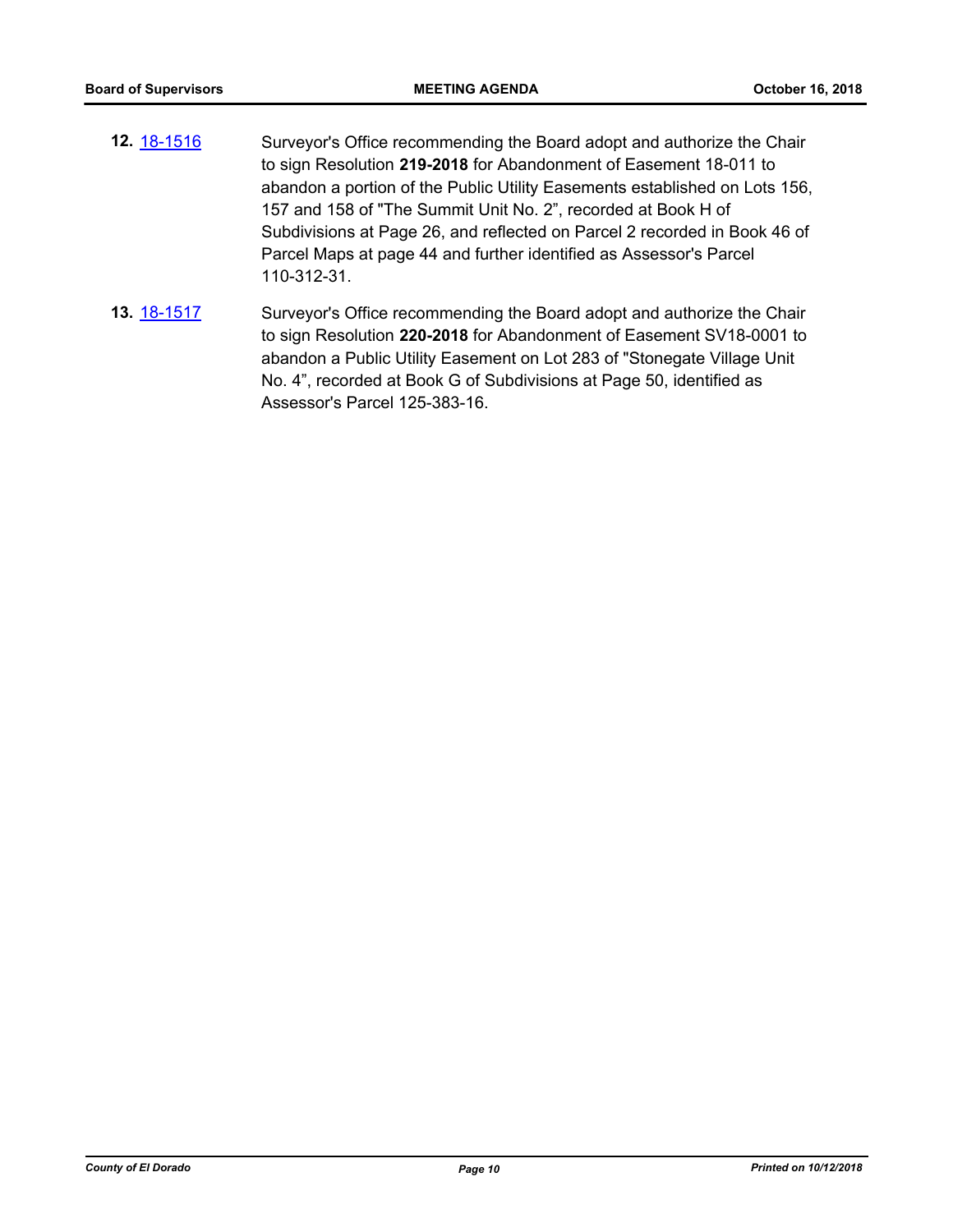**12.** [18-1516](18-1516) Surveyor's Office recommending the Board adopt and authorize the Chair to sign Resolution **219-2018** for Abandonment of Easement 18-011 to abandon a portion of the Public Utility Easements established on Lots 156, 157 and 158 of "The Summit Unit No. 2", recorded at Book H of Subdivisions at Page 26, and reflected on Parcel 2 recorded in Book 46 of Parcel Maps at page 44 and further identified as Assessor's Parcel 110-312-31.

**13.** [18-1517](18-1517) Surveyor's Office recommending the Board adopt and authorize the Chair to sign Resolution **220-2018** for Abandonment of Easement SV18-0001 to abandon a Public Utility Easement on Lot 283 of "Stonegate Village Unit No. 4", recorded at Book G of Subdivisions at Page 50, identified as Assessor's Parcel 125-383-16.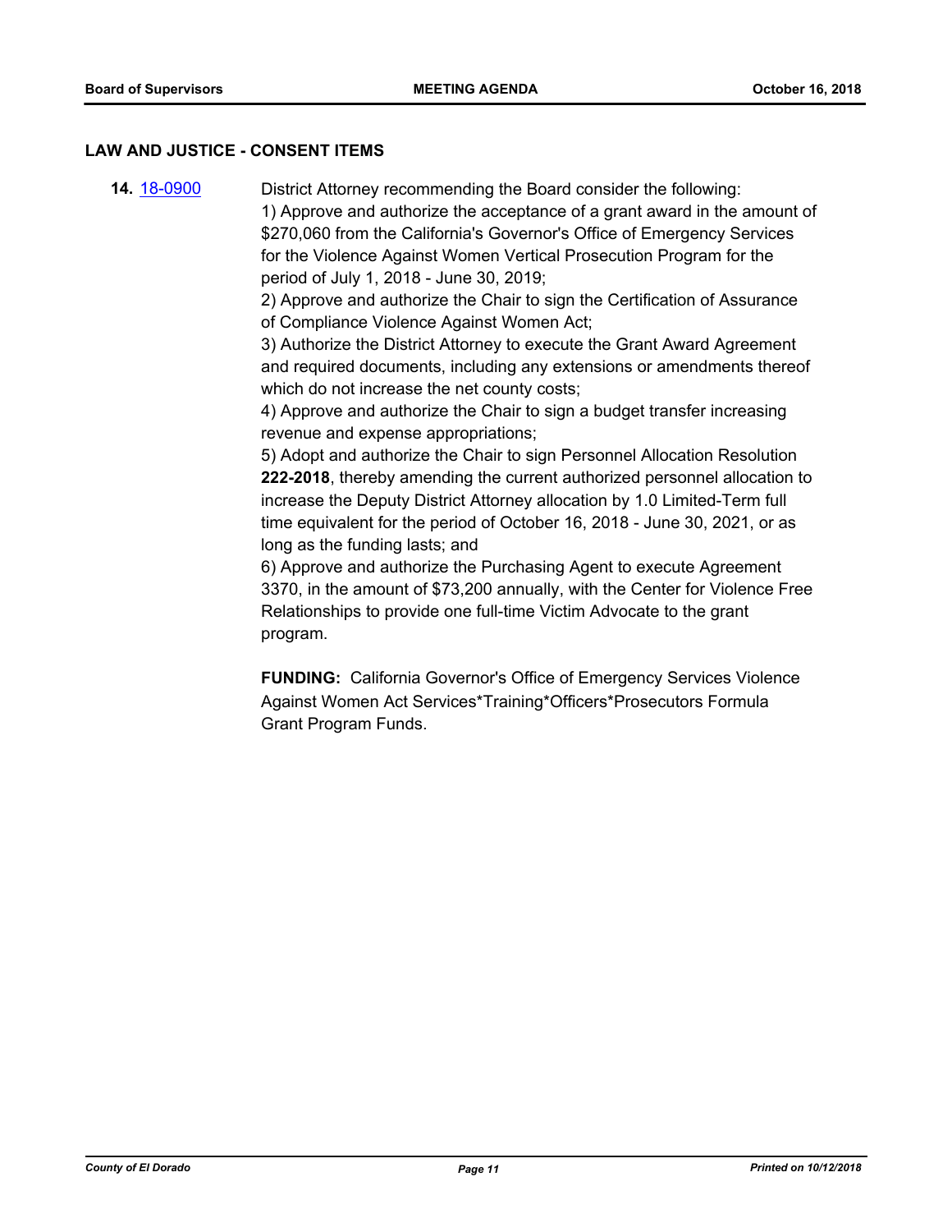## LAW AND JUSTICE - CONSENT ITEMS

**14.** 18-0900

District Attorney recommending the Board consider the following:
1) Approve and authorize the acceptance of a grant award in the amount of $270,060 from the California's Governor's Office of Emergency Services for the Violence Against Women Vertical Prosecution Program for the period of July 1, 2018 - June 30, 2019;
2) Approve and authorize the Chair to sign the Certification of Assurance of Compliance Violence Against Women Act;
3) Authorize the District Attorney to execute the Grant Award Agreement and required documents, including any extensions or amendments thereof which do not increase the net county costs;
4) Approve and authorize the Chair to sign a budget transfer increasing revenue and expense appropriations;
5) Adopt and authorize the Chair to sign Personnel Allocation Resolution **222-2018**, thereby amending the current authorized personnel allocation to increase the Deputy District Attorney allocation by 1.0 Limited-Term full time equivalent for the period of October 16, 2018 - June 30, 2021, or as long as the funding lasts; and
6) Approve and authorize the Purchasing Agent to execute Agreement 3370, in the amount of $73,200 annually, with the Center for Violence Free Relationships to provide one full-time Victim Advocate to the grant program.

**FUNDING:** California Governor's Office of Emergency Services Violence Against Women Act Services*Training*Officers*Prosecutors Formula Grant Program Funds.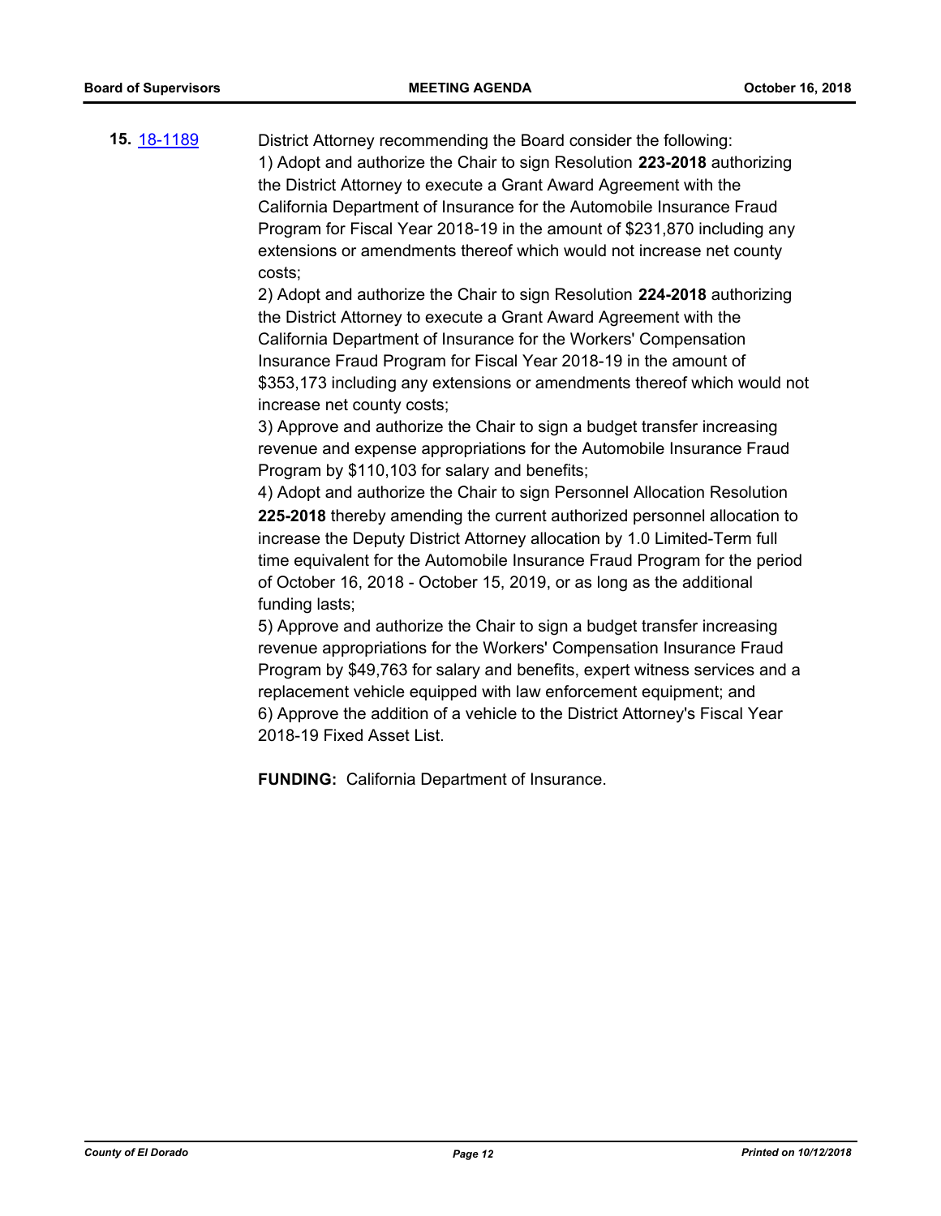**15.** 18-1189

District Attorney recommending the Board consider the following:

1) Adopt and authorize the Chair to sign Resolution **223-2018** authorizing the District Attorney to execute a Grant Award Agreement with the California Department of Insurance for the Automobile Insurance Fraud Program for Fiscal Year 2018-19 in the amount of $231,870 including any extensions or amendments thereof which would not increase net county costs;

2) Adopt and authorize the Chair to sign Resolution **224-2018** authorizing the District Attorney to execute a Grant Award Agreement with the California Department of Insurance for the Workers' Compensation Insurance Fraud Program for Fiscal Year 2018-19 in the amount of $353,173 including any extensions or amendments thereof which would not increase net county costs;

3) Approve and authorize the Chair to sign a budget transfer increasing revenue and expense appropriations for the Automobile Insurance Fraud Program by $110,103 for salary and benefits;

4) Adopt and authorize the Chair to sign Personnel Allocation Resolution **225-2018** thereby amending the current authorized personnel allocation to increase the Deputy District Attorney allocation by 1.0 Limited-Term full time equivalent for the Automobile Insurance Fraud Program for the period of October 16, 2018 - October 15, 2019, or as long as the additional funding lasts;

5) Approve and authorize the Chair to sign a budget transfer increasing revenue appropriations for the Workers' Compensation Insurance Fraud Program by $49,763 for salary and benefits, expert witness services and a replacement vehicle equipped with law enforcement equipment; and

6) Approve the addition of a vehicle to the District Attorney's Fiscal Year 2018-19 Fixed Asset List.

**FUNDING:** California Department of Insurance.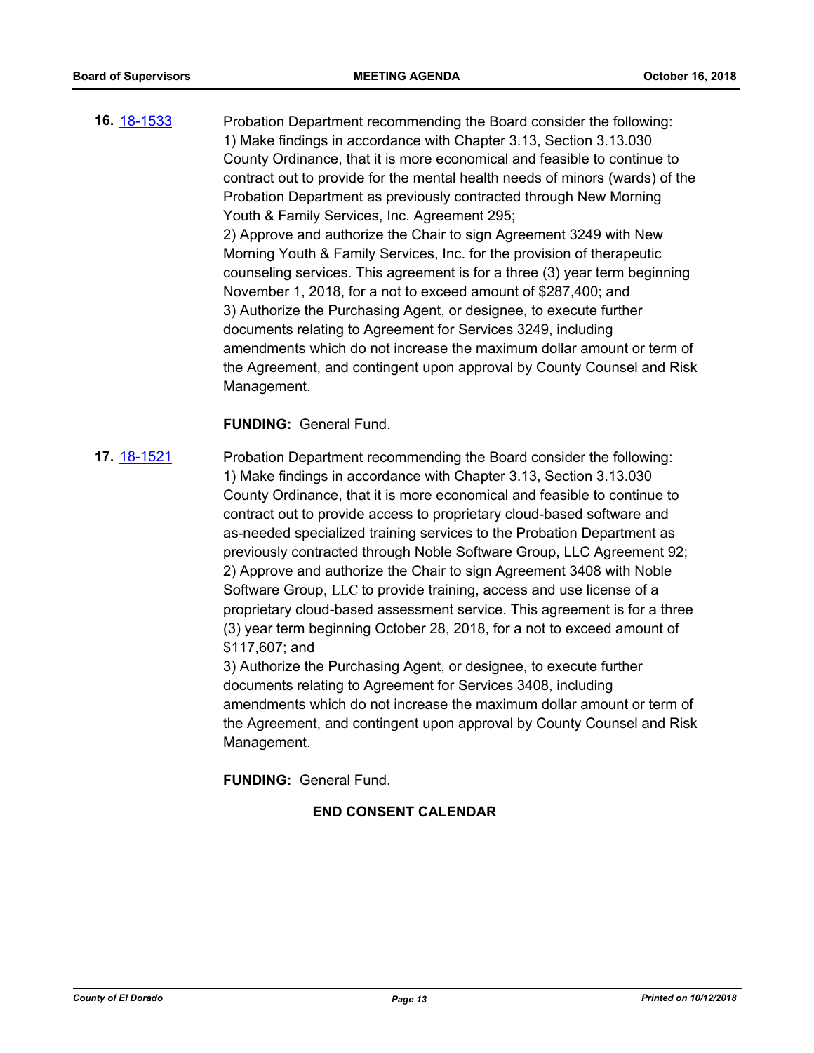**16.** 18-1533

Probation Department recommending the Board consider the following:
1) Make findings in accordance with Chapter 3.13, Section 3.13.030 County Ordinance, that it is more economical and feasible to continue to contract out to provide for the mental health needs of minors (wards) of the Probation Department as previously contracted through New Morning Youth & Family Services, Inc. Agreement 295;
2) Approve and authorize the Chair to sign Agreement 3249 with New Morning Youth & Family Services, Inc. for the provision of therapeutic counseling services. This agreement is for a three (3) year term beginning November 1, 2018, for a not to exceed amount of $287,400; and
3) Authorize the Purchasing Agent, or designee, to execute further documents relating to Agreement for Services 3249, including amendments which do not increase the maximum dollar amount or term of the Agreement, and contingent upon approval by County Counsel and Risk Management.

**FUNDING:** General Fund.

**17.** 18-1521

Probation Department recommending the Board consider the following:
1) Make findings in accordance with Chapter 3.13, Section 3.13.030 County Ordinance, that it is more economical and feasible to continue to contract out to provide access to proprietary cloud-based software and as-needed specialized training services to the Probation Department as previously contracted through Noble Software Group, LLC Agreement 92;
2) Approve and authorize the Chair to sign Agreement 3408 with Noble Software Group, LLC to provide training, access and use license of a proprietary cloud-based assessment service. This agreement is for a three (3) year term beginning October 28, 2018, for a not to exceed amount of $117,607; and
3) Authorize the Purchasing Agent, or designee, to execute further documents relating to Agreement for Services 3408, including amendments which do not increase the maximum dollar amount or term of the Agreement, and contingent upon approval by County Counsel and Risk Management.

**FUNDING:** General Fund.

**END CONSENT CALENDAR**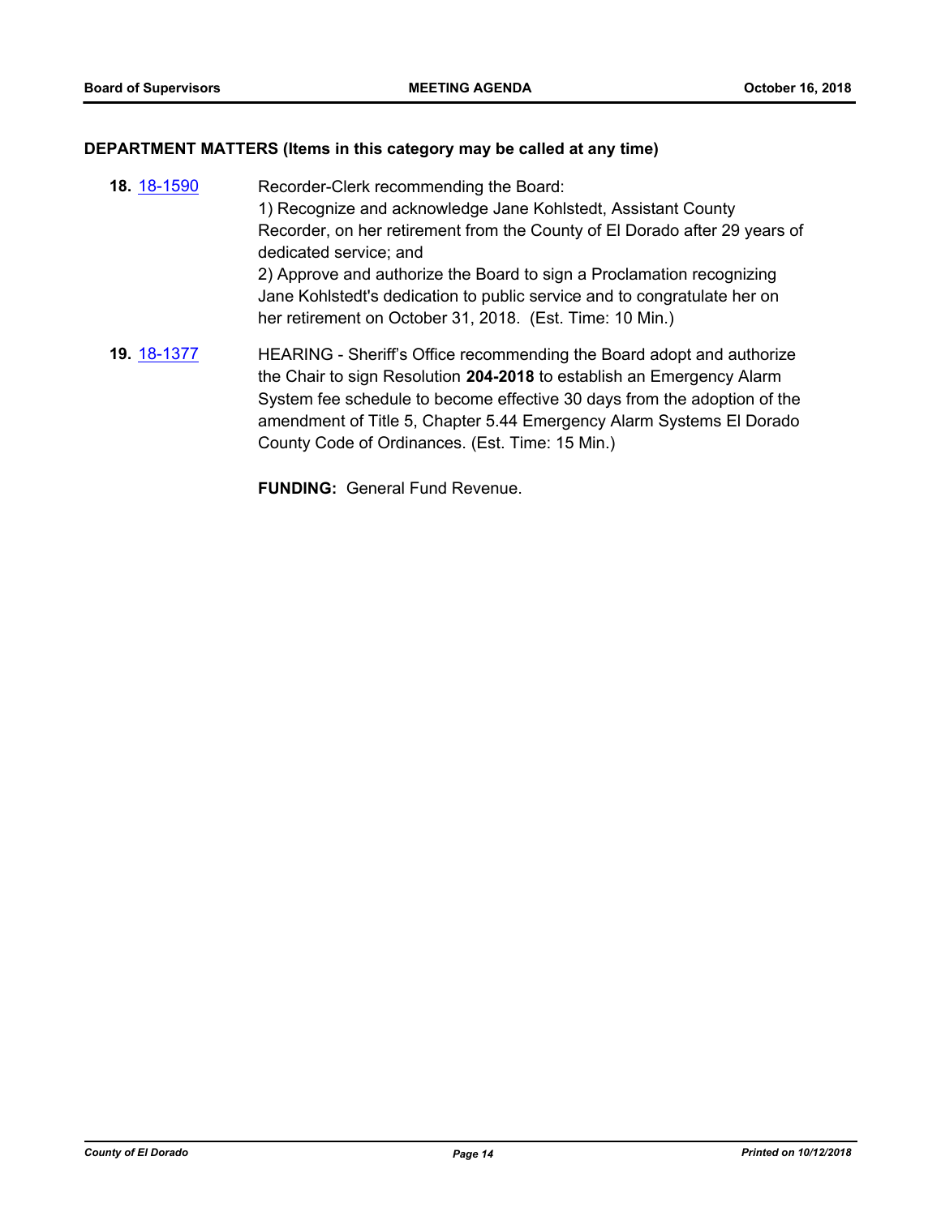## DEPARTMENT MATTERS (Items in this category may be called at any time)

**18.** [18-1590](18-1590) Recorder-Clerk recommending the Board:

1) Recognize and acknowledge Jane Kohlstedt, Assistant County Recorder, on her retirement from the County of El Dorado after 29 years of dedicated service; and

2) Approve and authorize the Board to sign a Proclamation recognizing Jane Kohlstedt's dedication to public service and to congratulate her on her retirement on October 31, 2018. (Est. Time: 10 Min.)

**19.** [18-1377](18-1377) HEARING - Sheriff's Office recommending the Board adopt and authorize the Chair to sign Resolution **204-2018** to establish an Emergency Alarm System fee schedule to become effective 30 days from the adoption of the amendment of Title 5, Chapter 5.44 Emergency Alarm Systems El Dorado County Code of Ordinances. (Est. Time: 15 Min.)

**FUNDING:** General Fund Revenue.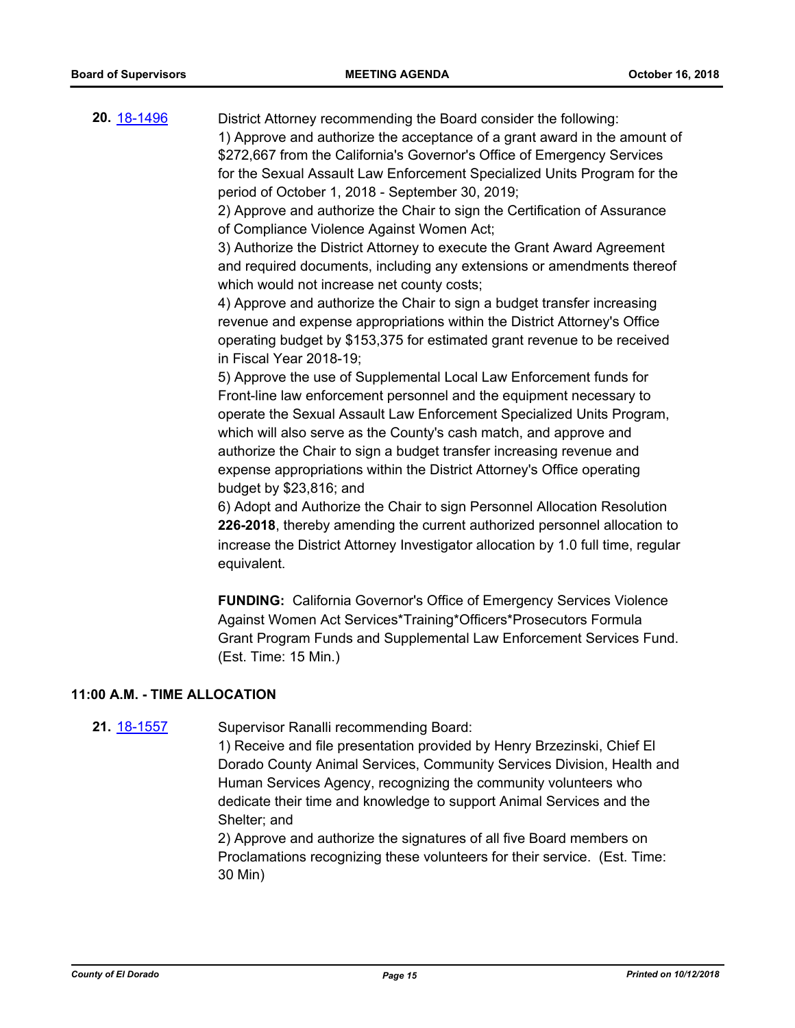**20.** [18-1496](18-1496)

District Attorney recommending the Board consider the following:

1) Approve and authorize the acceptance of a grant award in the amount of $272,667 from the California's Governor's Office of Emergency Services for the Sexual Assault Law Enforcement Specialized Units Program for the period of October 1, 2018 - September 30, 2019;

2) Approve and authorize the Chair to sign the Certification of Assurance of Compliance Violence Against Women Act;

3) Authorize the District Attorney to execute the Grant Award Agreement and required documents, including any extensions or amendments thereof which would not increase net county costs;

4) Approve and authorize the Chair to sign a budget transfer increasing revenue and expense appropriations within the District Attorney's Office operating budget by $153,375 for estimated grant revenue to be received in Fiscal Year 2018-19;

5) Approve the use of Supplemental Local Law Enforcement funds for Front-line law enforcement personnel and the equipment necessary to operate the Sexual Assault Law Enforcement Specialized Units Program, which will also serve as the County's cash match, and approve and authorize the Chair to sign a budget transfer increasing revenue and expense appropriations within the District Attorney's Office operating budget by $23,816; and

6) Adopt and Authorize the Chair to sign Personnel Allocation Resolution **226-2018**, thereby amending the current authorized personnel allocation to increase the District Attorney Investigator allocation by 1.0 full time, regular equivalent.

**FUNDING:** California Governor's Office of Emergency Services Violence Against Women Act Services*Training*Officers*Prosecutors Formula Grant Program Funds and Supplemental Law Enforcement Services Fund. (Est. Time: 15 Min.)

## 11:00 A.M. - TIME ALLOCATION

**21.** [18-1557](18-1557)

Supervisor Ranalli recommending Board:

1) Receive and file presentation provided by Henry Brzezinski, Chief El Dorado County Animal Services, Community Services Division, Health and Human Services Agency, recognizing the community volunteers who dedicate their time and knowledge to support Animal Services and the Shelter; and

2) Approve and authorize the signatures of all five Board members on Proclamations recognizing these volunteers for their service. (Est. Time: 30 Min)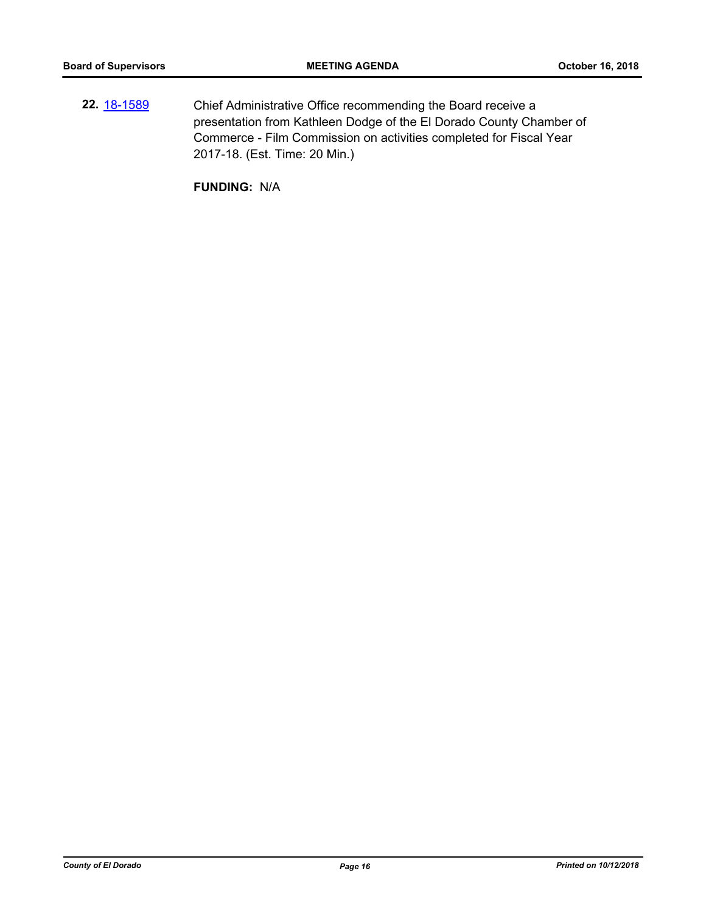**22.** [18-1589](18-1589) Chief Administrative Office recommending the Board receive a presentation from Kathleen Dodge of the El Dorado County Chamber of Commerce - Film Commission on activities completed for Fiscal Year 2017-18. (Est. Time: 20 Min.)

**FUNDING:** N/A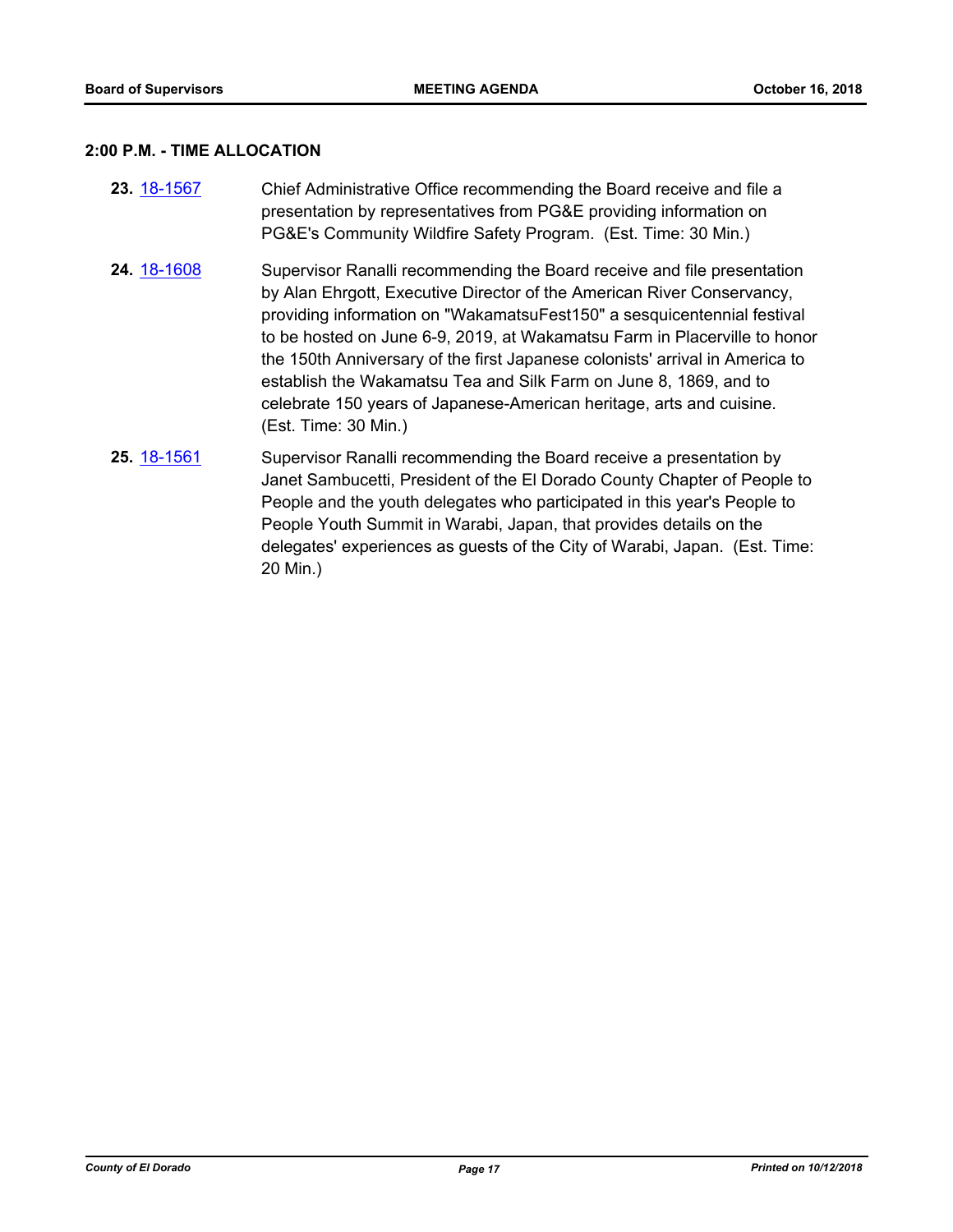## 2:00 P.M. - TIME ALLOCATION

**23.** [18-1567] Chief Administrative Office recommending the Board receive and file a presentation by representatives from PG&E providing information on PG&E's Community Wildfire Safety Program. (Est. Time: 30 Min.)

**24.** [18-1608] Supervisor Ranalli recommending the Board receive and file presentation by Alan Ehrgott, Executive Director of the American River Conservancy, providing information on "WakamatsuFest150" a sesquicentennial festival to be hosted on June 6-9, 2019, at Wakamatsu Farm in Placerville to honor the 150th Anniversary of the first Japanese colonists' arrival in America to establish the Wakamatsu Tea and Silk Farm on June 8, 1869, and to celebrate 150 years of Japanese-American heritage, arts and cuisine. (Est. Time: 30 Min.)

**25.** [18-1561] Supervisor Ranalli recommending the Board receive a presentation by Janet Sambucetti, President of the El Dorado County Chapter of People to People and the youth delegates who participated in this year's People to People Youth Summit in Warabi, Japan, that provides details on the delegates' experiences as guests of the City of Warabi, Japan. (Est. Time: 20 Min.)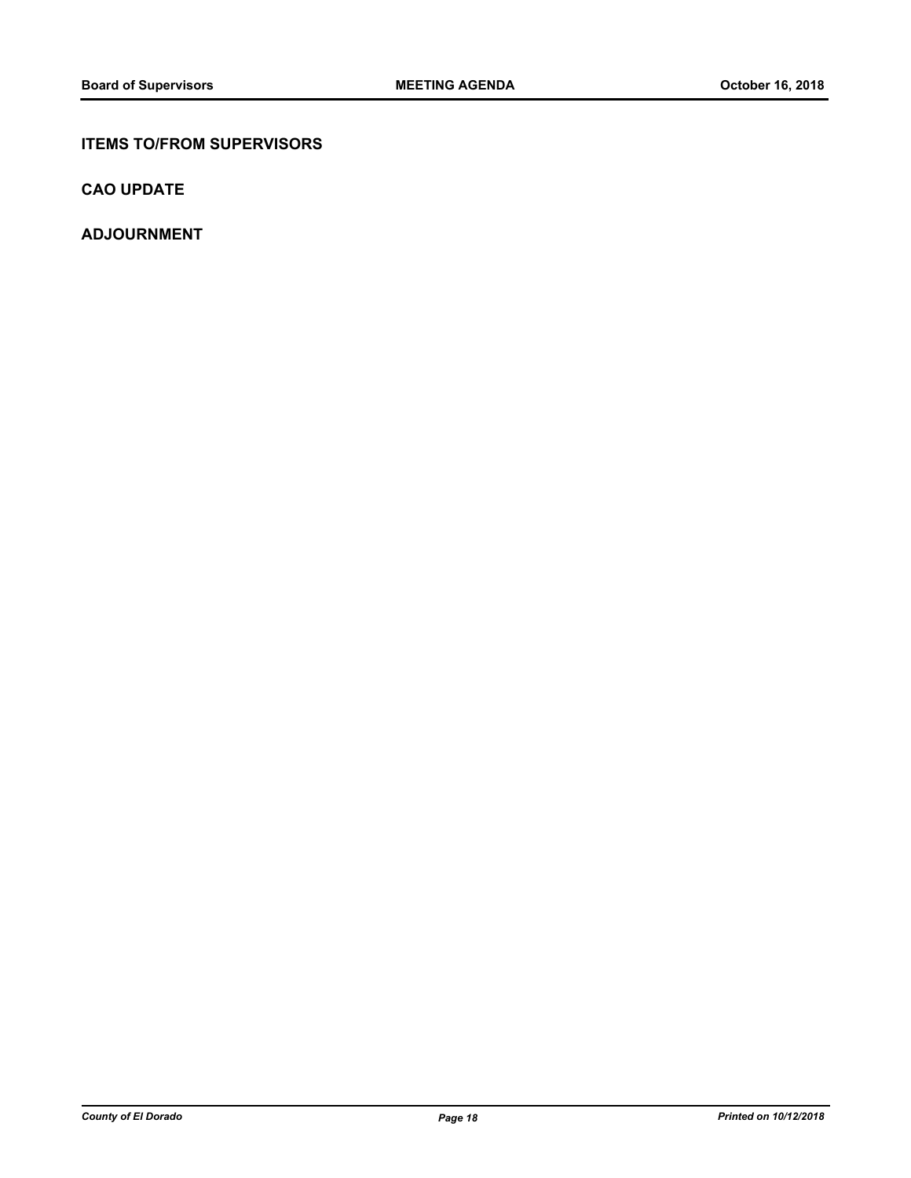## ITEMS TO/FROM SUPERVISORS

## CAO UPDATE

## ADJOURNMENT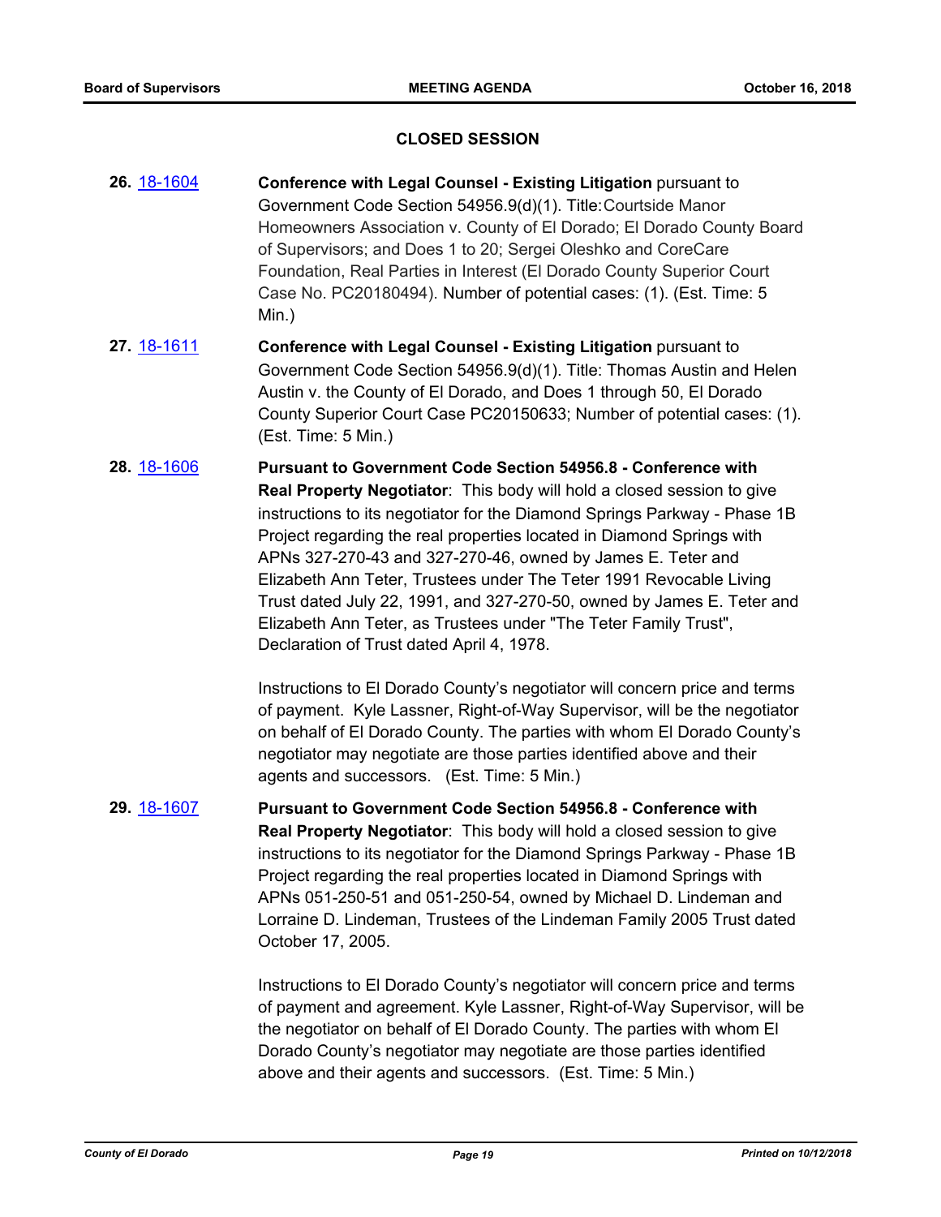## CLOSED SESSION

**26.** 18-1604 **Conference with Legal Counsel - Existing Litigation** pursuant to Government Code Section 54956.9(d)(1). Title: Courtside Manor Homeowners Association v. County of El Dorado; El Dorado County Board of Supervisors; and Does 1 to 20; Sergei Oleshko and CoreCare Foundation, Real Parties in Interest (El Dorado County Superior Court Case No. PC20180494). Number of potential cases: (1). (Est. Time: 5 Min.)

**27.** 18-1611 **Conference with Legal Counsel - Existing Litigation** pursuant to Government Code Section 54956.9(d)(1). Title: Thomas Austin and Helen Austin v. the County of El Dorado, and Does 1 through 50, El Dorado County Superior Court Case PC20150633; Number of potential cases: (1). (Est. Time: 5 Min.)

**28.** 18-1606 **Pursuant to Government Code Section 54956.8 - Conference with Real Property Negotiator**: This body will hold a closed session to give instructions to its negotiator for the Diamond Springs Parkway - Phase 1B Project regarding the real properties located in Diamond Springs with APNs 327-270-43 and 327-270-46, owned by James E. Teter and Elizabeth Ann Teter, Trustees under The Teter 1991 Revocable Living Trust dated July 22, 1991, and 327-270-50, owned by James E. Teter and Elizabeth Ann Teter, as Trustees under "The Teter Family Trust", Declaration of Trust dated April 4, 1978.

Instructions to El Dorado County's negotiator will concern price and terms of payment. Kyle Lassner, Right-of-Way Supervisor, will be the negotiator on behalf of El Dorado County. The parties with whom El Dorado County's negotiator may negotiate are those parties identified above and their agents and successors. (Est. Time: 5 Min.)

**29.** 18-1607 **Pursuant to Government Code Section 54956.8 - Conference with Real Property Negotiator**: This body will hold a closed session to give instructions to its negotiator for the Diamond Springs Parkway - Phase 1B Project regarding the real properties located in Diamond Springs with APNs 051-250-51 and 051-250-54, owned by Michael D. Lindeman and Lorraine D. Lindeman, Trustees of the Lindeman Family 2005 Trust dated October 17, 2005.

Instructions to El Dorado County's negotiator will concern price and terms of payment and agreement. Kyle Lassner, Right-of-Way Supervisor, will be the negotiator on behalf of El Dorado County. The parties with whom El Dorado County's negotiator may negotiate are those parties identified above and their agents and successors. (Est. Time: 5 Min.)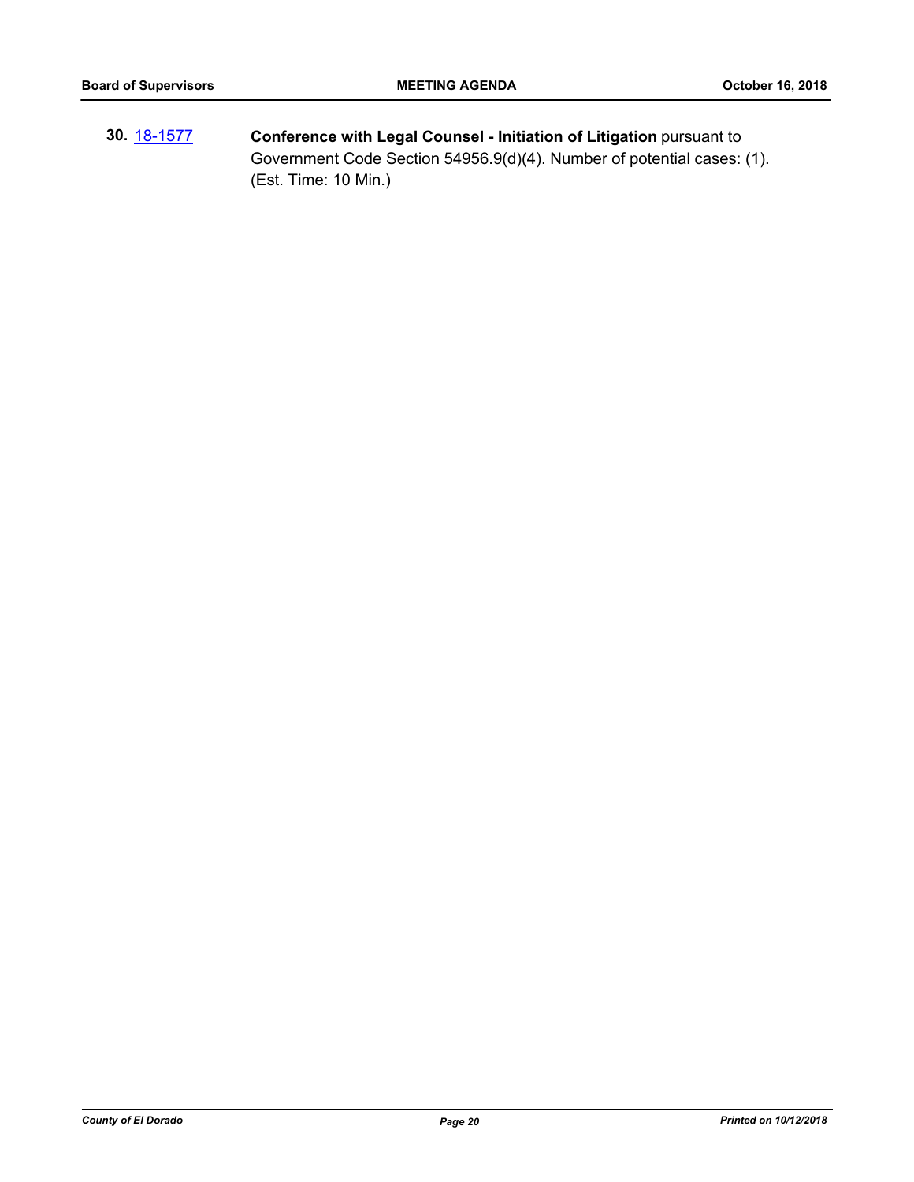**30.** 18-1577 **Conference with Legal Counsel - Initiation of Litigation** pursuant to Government Code Section 54956.9(d)(4). Number of potential cases: (1). (Est. Time: 10 Min.)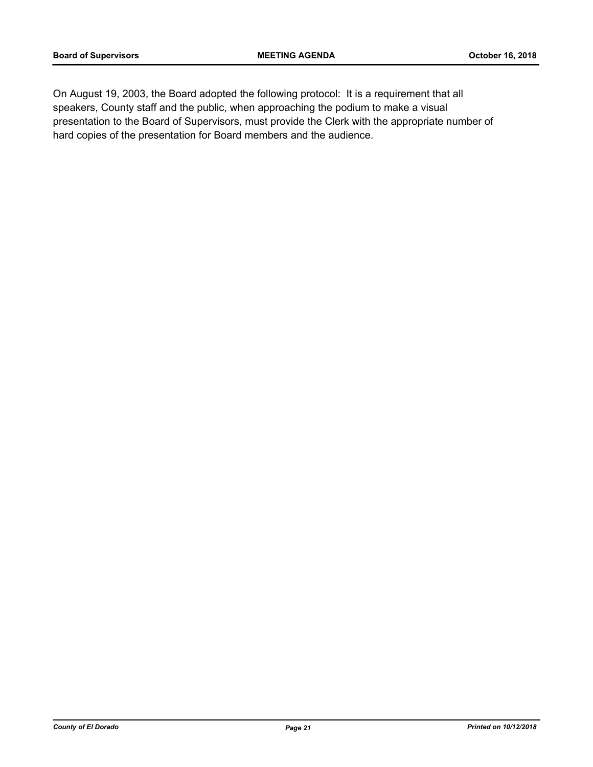On August 19, 2003, the Board adopted the following protocol: It is a requirement that all speakers, County staff and the public, when approaching the podium to make a visual presentation to the Board of Supervisors, must provide the Clerk with the appropriate number of hard copies of the presentation for Board members and the audience.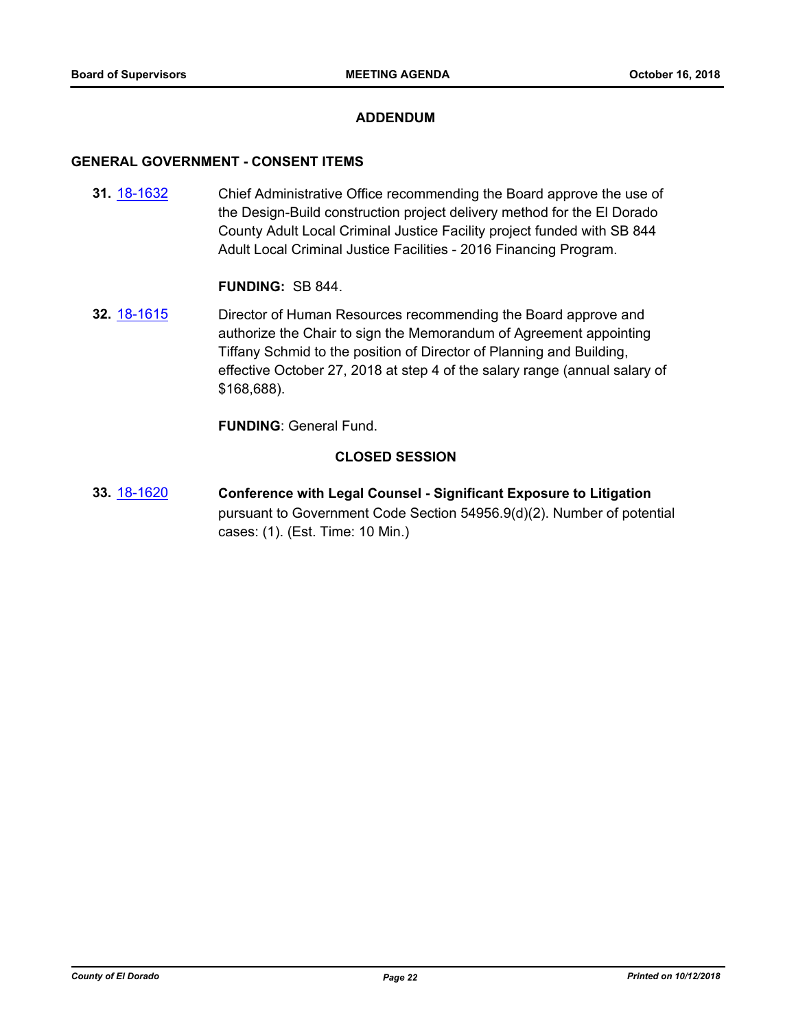## ADDENDUM

### GENERAL GOVERNMENT - CONSENT ITEMS

**31.** 18-1632 Chief Administrative Office recommending the Board approve the use of the Design-Build construction project delivery method for the El Dorado County Adult Local Criminal Justice Facility project funded with SB 844 Adult Local Criminal Justice Facilities - 2016 Financing Program.

**FUNDING:** SB 844.

**32.** 18-1615 Director of Human Resources recommending the Board approve and authorize the Chair to sign the Memorandum of Agreement appointing Tiffany Schmid to the position of Director of Planning and Building, effective October 27, 2018 at step 4 of the salary range (annual salary of $168,688).

**FUNDING**: General Fund.

### CLOSED SESSION

**33.** 18-1620 **Conference with Legal Counsel - Significant Exposure to Litigation** pursuant to Government Code Section 54956.9(d)(2). Number of potential cases: (1). (Est. Time: 10 Min.)